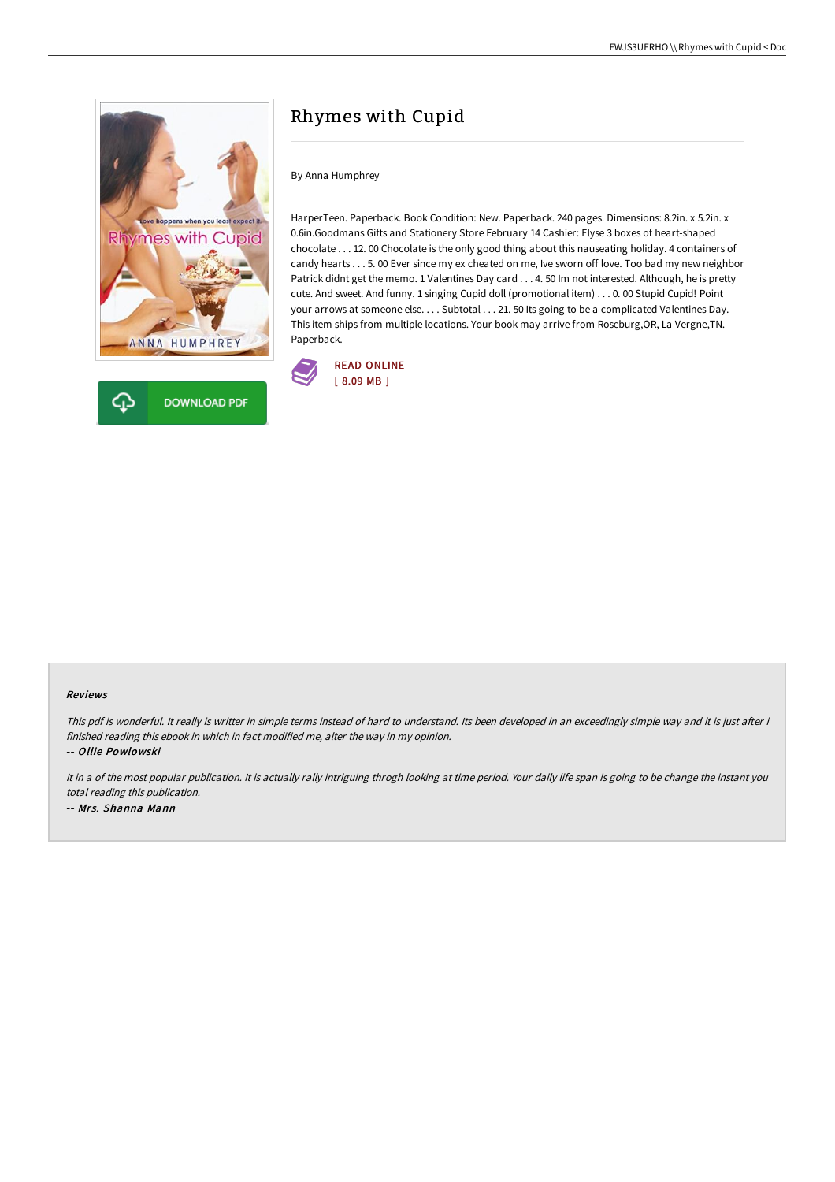# Rhymes with Cupid

By Anna Humphrey

HarperTeen. Paperback. Book Condition: New. Paperback. 240 pages. Dimensions: 8.2in. x 5.2in. x 0.6in.Goodmans Gifts and Stationery Store February 14 Cashier: Elyse 3 boxes of heart-shaped chocolate . . . 12. 00 Chocolate is the only good thing about this nauseating holiday. 4 containers of candy hearts . . . 5. 00 Ever since my ex cheated on me, Ive sworn off love. Too bad my new neighbor Patrick didnt get the memo. 1 Valentines Day card . . . 4. 50 Im not interested. Although, he is pretty cute. And sweet. And funny. 1 singing Cupid doll (promotional item) . . . 0. 00 Stupid Cupid! Point your arrows at someone else. . . . Subtotal . . . 21. 50 Its going to be a complicated Valentines Day. This item ships from multiple locations. Your book may arrive from Roseburg,OR, La Vergne,TN. Paperback.

READ ONLINE
[ 8.09 MB ]

DOWNLOAD PDF

#### Reviews

*This pdf is wonderful. It really is writter in simple terms instead of hard to understand. Its been developed in an exceedingly simple way and it is just after i finished reading this ebook in which in fact modified me, alter the way in my opinion.*

-- ***Ollie Powlowski***

*It in a of the most popular publication. It is actually rally intriguing throgh looking at time period. Your daily life span is going to be change the instant you total reading this publication.*

-- ***Mrs. Shanna Mann***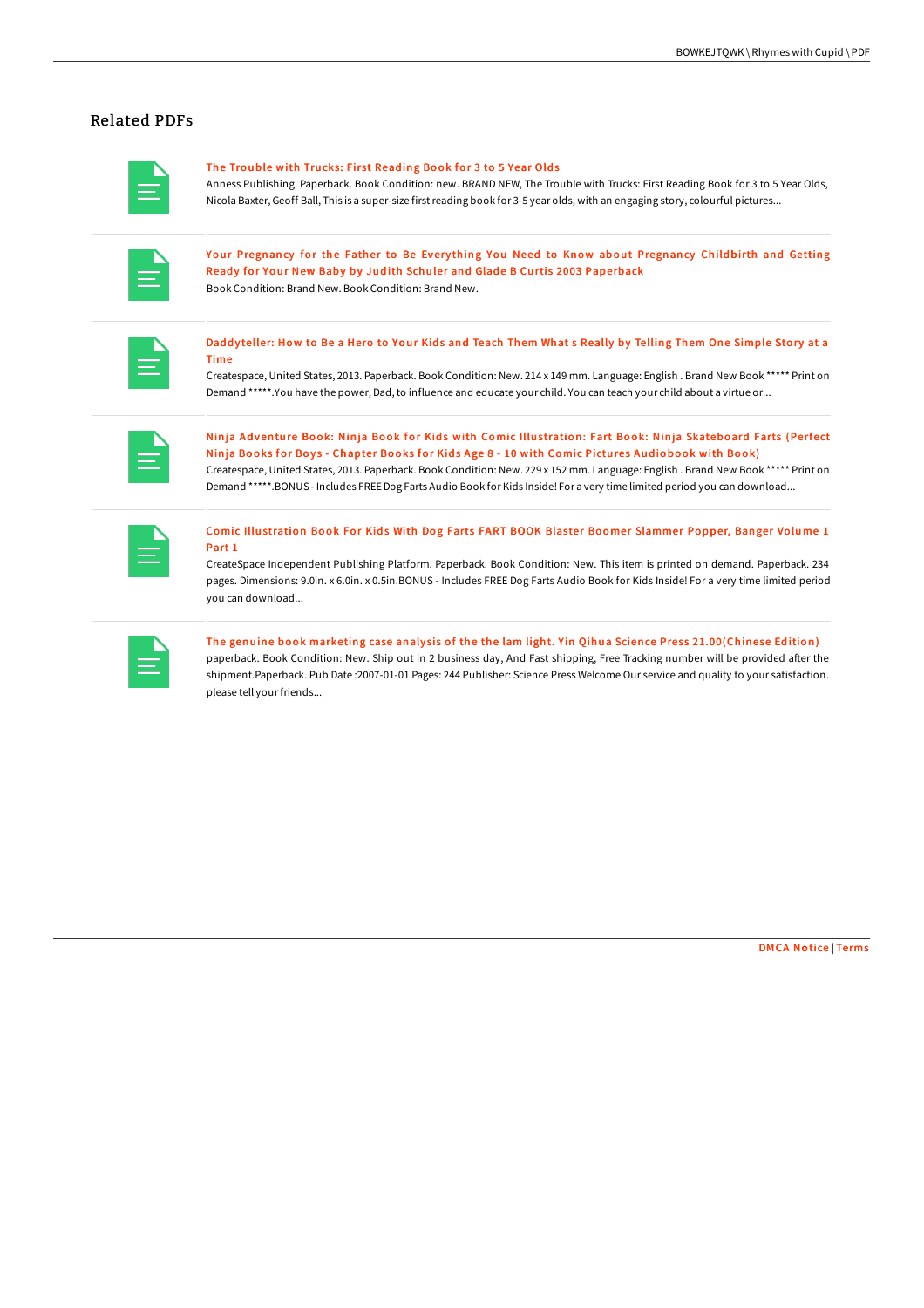## Related PDFs

**The Trouble with Trucks: First Reading Book for 3 to 5 Year Olds**

Anness Publishing. Paperback. Book Condition: new. BRAND NEW, The Trouble with Trucks: First Reading Book for 3 to 5 Year Olds, Nicola Baxter, Geoff Ball, This is a super-size first reading book for 3-5 year olds, with an engaging story, colourful pictures...

**Your Pregnancy for the Father to Be Everything You Need to Know about Pregnancy Childbirth and Getting Ready for Your New Baby by Judith Schuler and Glade B Curtis 2003 Paperback**

Book Condition: Brand New. Book Condition: Brand New.

**Daddyteller: How to Be a Hero to Your Kids and Teach Them What s Really by Telling Them One Simple Story at a Time**

Createspace, United States, 2013. Paperback. Book Condition: New. 214 x 149 mm. Language: English . Brand New Book ***** Print on Demand *****.You have the power, Dad, to influence and educate your child. You can teach your child about a virtue or...

**Ninja Adventure Book: Ninja Book for Kids with Comic Illustration: Fart Book: Ninja Skateboard Farts (Perfect Ninja Books for Boys - Chapter Books for Kids Age 8 - 10 with Comic Pictures Audiobook with Book)**

Createspace, United States, 2013. Paperback. Book Condition: New. 229 x 152 mm. Language: English . Brand New Book ***** Print on Demand *****.BONUS - Includes FREE Dog Farts Audio Book for Kids Inside! For a very time limited period you can download...

**Comic Illustration Book For Kids With Dog Farts FART BOOK Blaster Boomer Slammer Popper, Banger Volume 1 Part 1**

CreateSpace Independent Publishing Platform. Paperback. Book Condition: New. This item is printed on demand. Paperback. 234 pages. Dimensions: 9.0in. x 6.0in. x 0.5in.BONUS - Includes FREE Dog Farts Audio Book for Kids Inside! For a very time limited period you can download...

**The genuine book marketing case analysis of the the lam light. Yin Qihua Science Press 21.00(Chinese Edition)**

paperback. Book Condition: New. Ship out in 2 business day, And Fast shipping, Free Tracking number will be provided after the shipment.Paperback. Pub Date :2007-01-01 Pages: 244 Publisher: Science Press Welcome Our service and quality to your satisfaction. please tell your friends...

DMCA Notice | Terms